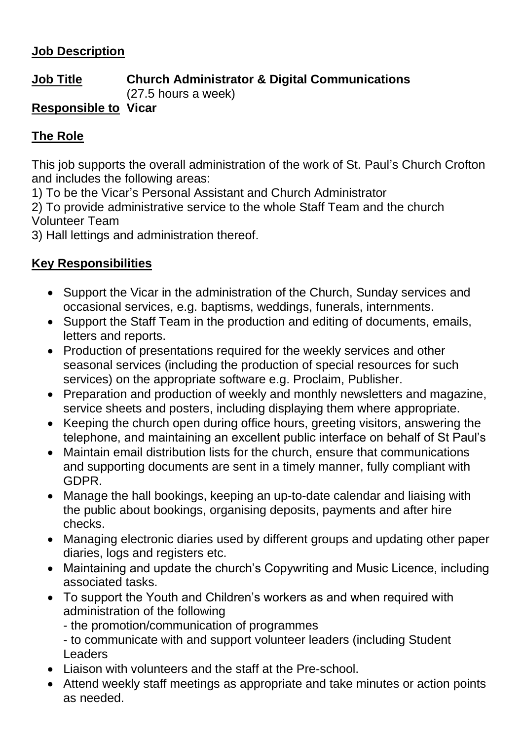## **Job Description**

**Job Title** **Church Administrator & Digital Communications**
(27.5 hours a week)

**Responsible to** **Vicar**

## **The Role**

This job supports the overall administration of the work of St. Paul's Church Crofton and includes the following areas:

1) To be the Vicar's Personal Assistant and Church Administrator
2) To provide administrative service to the whole Staff Team and the church Volunteer Team
3) Hall lettings and administration thereof.

## **Key Responsibilities**

- Support the Vicar in the administration of the Church, Sunday services and occasional services, e.g. baptisms, weddings, funerals, internments.
- Support the Staff Team in the production and editing of documents, emails, letters and reports.
- Production of presentations required for the weekly services and other seasonal services (including the production of special resources for such services) on the appropriate software e.g. Proclaim, Publisher.
- Preparation and production of weekly and monthly newsletters and magazine, service sheets and posters, including displaying them where appropriate.
- Keeping the church open during office hours, greeting visitors, answering the telephone, and maintaining an excellent public interface on behalf of St Paul's
- Maintain email distribution lists for the church, ensure that communications and supporting documents are sent in a timely manner, fully compliant with GDPR.
- Manage the hall bookings, keeping an up-to-date calendar and liaising with the public about bookings, organising deposits, payments and after hire checks.
- Managing electronic diaries used by different groups and updating other paper diaries, logs and registers etc.
- Maintaining and update the church's Copywriting and Music Licence, including associated tasks.
- To support the Youth and Children's workers as and when required with administration of the following
  - the promotion/communication of programmes
  - to communicate with and support volunteer leaders (including Student Leaders
- Liaison with volunteers and the staff at the Pre-school.
- Attend weekly staff meetings as appropriate and take minutes or action points as needed.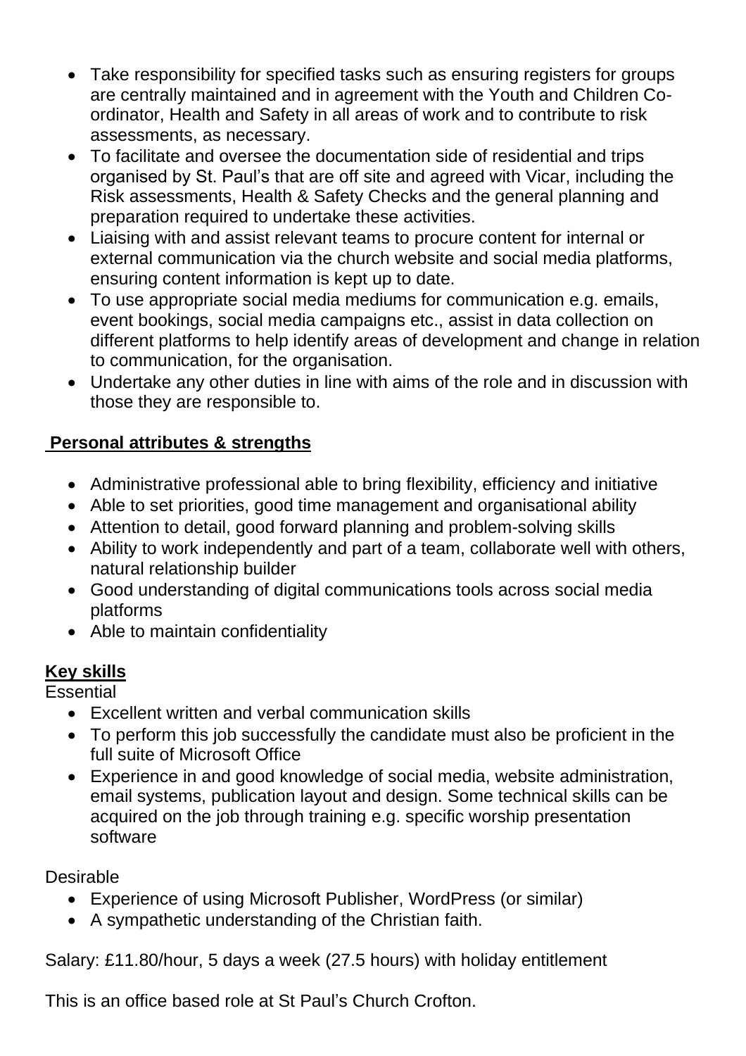- Take responsibility for specified tasks such as ensuring registers for groups are centrally maintained and in agreement with the Youth and Children Co-ordinator, Health and Safety in all areas of work and to contribute to risk assessments, as necessary.
- To facilitate and oversee the documentation side of residential and trips organised by St. Paul's that are off site and agreed with Vicar, including the Risk assessments, Health & Safety Checks and the general planning and preparation required to undertake these activities.
- Liaising with and assist relevant teams to procure content for internal or external communication via the church website and social media platforms, ensuring content information is kept up to date.
- To use appropriate social media mediums for communication e.g. emails, event bookings, social media campaigns etc., assist in data collection on different platforms to help identify areas of development and change in relation to communication, for the organisation.
- Undertake any other duties in line with aims of the role and in discussion with those they are responsible to.

**Personal attributes & strengths**

- Administrative professional able to bring flexibility, efficiency and initiative
- Able to set priorities, good time management and organisational ability
- Attention to detail, good forward planning and problem-solving skills
- Ability to work independently and part of a team, collaborate well with others, natural relationship builder
- Good understanding of digital communications tools across social media platforms
- Able to maintain confidentiality

**Key skills**

Essential

- Excellent written and verbal communication skills
- To perform this job successfully the candidate must also be proficient in the full suite of Microsoft Office
- Experience in and good knowledge of social media, website administration, email systems, publication layout and design. Some technical skills can be acquired on the job through training e.g. specific worship presentation software

Desirable

- Experience of using Microsoft Publisher, WordPress (or similar)
- A sympathetic understanding of the Christian faith.

Salary: £11.80/hour, 5 days a week (27.5 hours) with holiday entitlement

This is an office based role at St Paul's Church Crofton.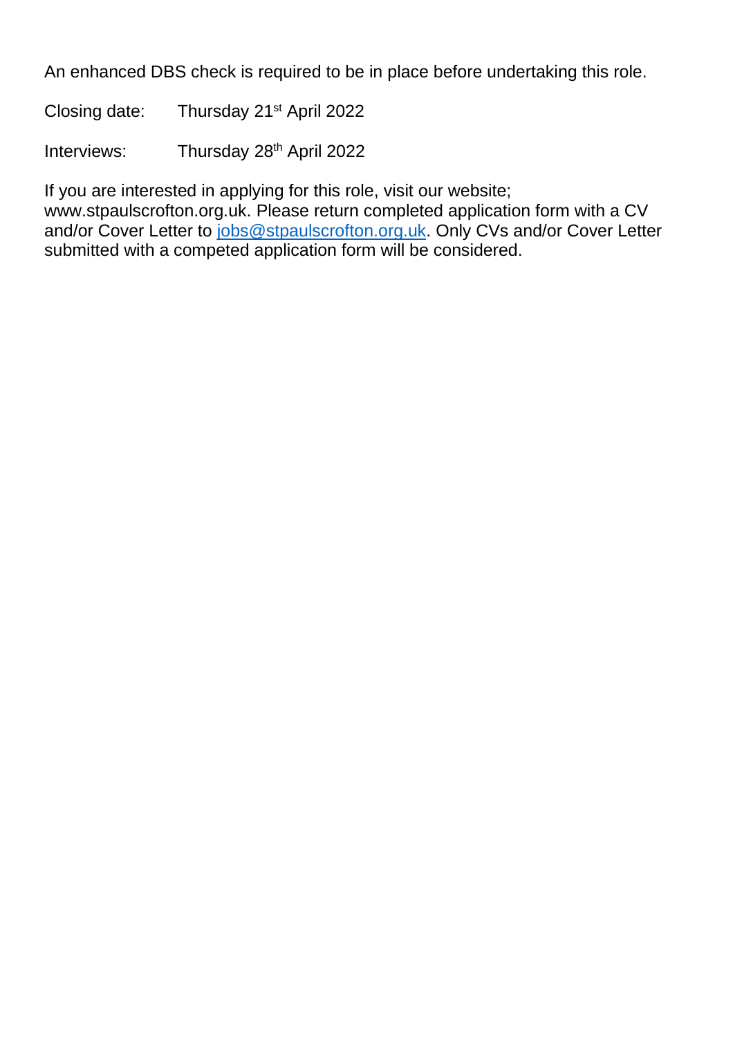An enhanced DBS check is required to be in place before undertaking this role.

Closing date: Thursday 21st April 2022

Interviews: Thursday 28th April 2022

If you are interested in applying for this role, visit our website; www.stpaulscrofton.org.uk. Please return completed application form with a CV and/or Cover Letter to jobs@stpaulscrofton.org.uk. Only CVs and/or Cover Letter submitted with a competed application form will be considered.